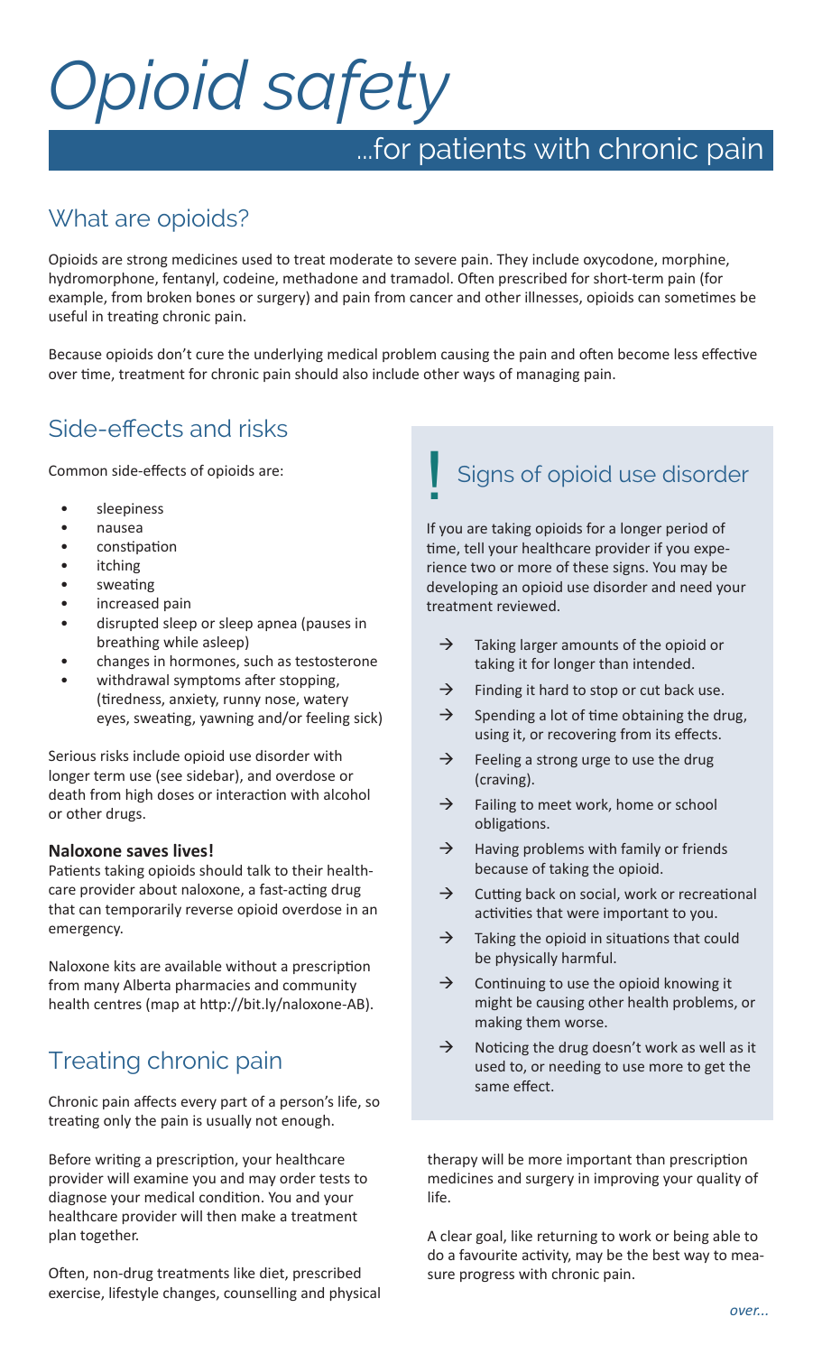# Opioid safety

## ...for patients with chronic pain

## What are opioids?

Opioids are strong medicines used to treat moderate to severe pain. They include oxycodone, morphine, hydromorphone, fentanyl, codeine, methadone and tramadol. Often prescribed for short-term pain (for example, from broken bones or surgery) and pain from cancer and other illnesses, opioids can sometimes be useful in treating chronic pain.

Because opioids don't cure the underlying medical problem causing the pain and often become less effective over time, treatment for chronic pain should also include other ways of managing pain.

## Side-effects and risks

Common side-effects of opioids are:

- sleepiness
- nausea
- constipation
- itching
- sweating
- increased pain
- disrupted sleep or sleep apnea (pauses in breathing while asleep)
- changes in hormones, such as testosterone
- withdrawal symptoms after stopping, (tiredness, anxiety, runny nose, watery eyes, sweating, yawning and/or feeling sick)

Serious risks include opioid use disorder with longer term use (see sidebar), and overdose or death from high doses or interaction with alcohol or other drugs.

**Naloxone saves lives!**
Patients taking opioids should talk to their healthcare provider about naloxone, a fast-acting drug that can temporarily reverse opioid overdose in an emergency.

Naloxone kits are available without a prescription from many Alberta pharmacies and community health centres (map at http://bit.ly/naloxone-AB).

## Treating chronic pain

Chronic pain affects every part of a person's life, so treating only the pain is usually not enough.

Before writing a prescription, your healthcare provider will examine you and may order tests to diagnose your medical condition. You and your healthcare provider will then make a treatment plan together.

Often, non-drug treatments like diet, prescribed exercise, lifestyle changes, counselling and physical therapy will be more important than prescription medicines and surgery in improving your quality of life.

A clear goal, like returning to work or being able to do a favourite activity, may be the best way to measure progress with chronic pain.

## ! Signs of opioid use disorder

If you are taking opioids for a longer period of time, tell your healthcare provider if you experience two or more of these signs. You may be developing an opioid use disorder and need your treatment reviewed.

- → Taking larger amounts of the opioid or taking it for longer than intended.
- → Finding it hard to stop or cut back use.
- → Spending a lot of time obtaining the drug, using it, or recovering from its effects.
- → Feeling a strong urge to use the drug (craving).
- → Failing to meet work, home or school obligations.
- → Having problems with family or friends because of taking the opioid.
- → Cutting back on social, work or recreational activities that were important to you.
- → Taking the opioid in situations that could be physically harmful.
- → Continuing to use the opioid knowing it might be causing other health problems, or making them worse.
- → Noticing the drug doesn't work as well as it used to, or needing to use more to get the same effect.

*over...*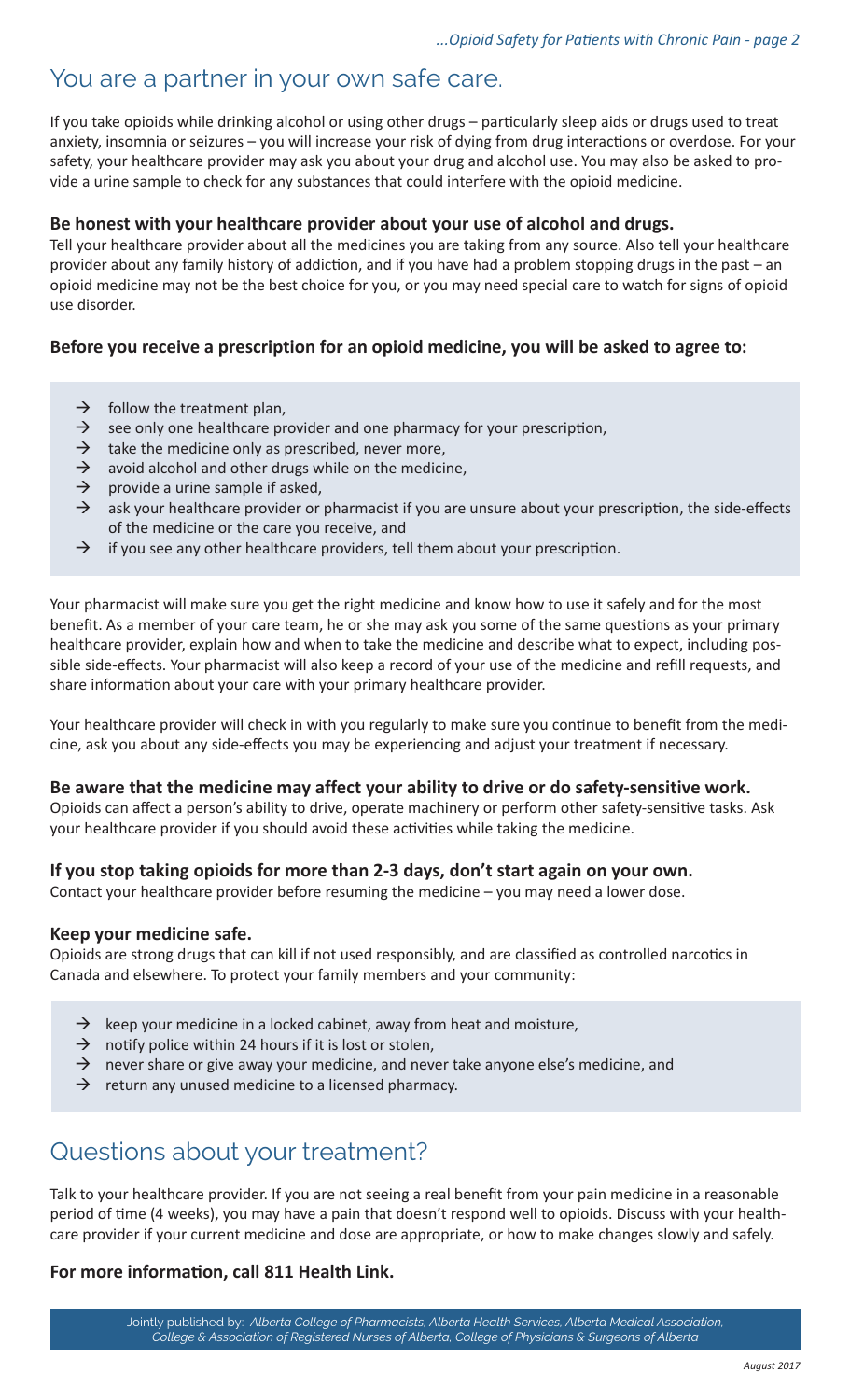## You are a partner in your own safe care.

If you take opioids while drinking alcohol or using other drugs – particularly sleep aids or drugs used to treat anxiety, insomnia or seizures – you will increase your risk of dying from drug interactions or overdose. For your safety, your healthcare provider may ask you about your drug and alcohol use. You may also be asked to provide a urine sample to check for any substances that could interfere with the opioid medicine.

**Be honest with your healthcare provider about your use of alcohol and drugs.**
Tell your healthcare provider about all the medicines you are taking from any source. Also tell your healthcare provider about any family history of addiction, and if you have had a problem stopping drugs in the past – an opioid medicine may not be the best choice for you, or you may need special care to watch for signs of opioid use disorder.

**Before you receive a prescription for an opioid medicine, you will be asked to agree to:**

- → follow the treatment plan,
- → see only one healthcare provider and one pharmacy for your prescription,
- → take the medicine only as prescribed, never more,
- → avoid alcohol and other drugs while on the medicine,
- → provide a urine sample if asked,
- → ask your healthcare provider or pharmacist if you are unsure about your prescription, the side-effects of the medicine or the care you receive, and
- → if you see any other healthcare providers, tell them about your prescription.

Your pharmacist will make sure you get the right medicine and know how to use it safely and for the most benefit. As a member of your care team, he or she may ask you some of the same questions as your primary healthcare provider, explain how and when to take the medicine and describe what to expect, including possible side-effects. Your pharmacist will also keep a record of your use of the medicine and refill requests, and share information about your care with your primary healthcare provider.

Your healthcare provider will check in with you regularly to make sure you continue to benefit from the medicine, ask you about any side-effects you may be experiencing and adjust your treatment if necessary.

**Be aware that the medicine may affect your ability to drive or do safety-sensitive work.**
Opioids can affect a person's ability to drive, operate machinery or perform other safety-sensitive tasks. Ask your healthcare provider if you should avoid these activities while taking the medicine.

**If you stop taking opioids for more than 2-3 days, don't start again on your own.**
Contact your healthcare provider before resuming the medicine – you may need a lower dose.

**Keep your medicine safe.**
Opioids are strong drugs that can kill if not used responsibly, and are classified as controlled narcotics in Canada and elsewhere. To protect your family members and your community:

- → keep your medicine in a locked cabinet, away from heat and moisture,
- → notify police within 24 hours if it is lost or stolen,
- → never share or give away your medicine, and never take anyone else's medicine, and
- → return any unused medicine to a licensed pharmacy.

## Questions about your treatment?

Talk to your healthcare provider. If you are not seeing a real benefit from your pain medicine in a reasonable period of time (4 weeks), you may have a pain that doesn't respond well to opioids. Discuss with your healthcare provider if your current medicine and dose are appropriate, or how to make changes slowly and safely.

**For more information, call 811 Health Link.**

Jointly published by: *Alberta College of Pharmacists, Alberta Health Services, Alberta Medical Association, College & Association of Registered Nurses of Alberta, College of Physicians & Surgeons of Alberta*

*August 2017*